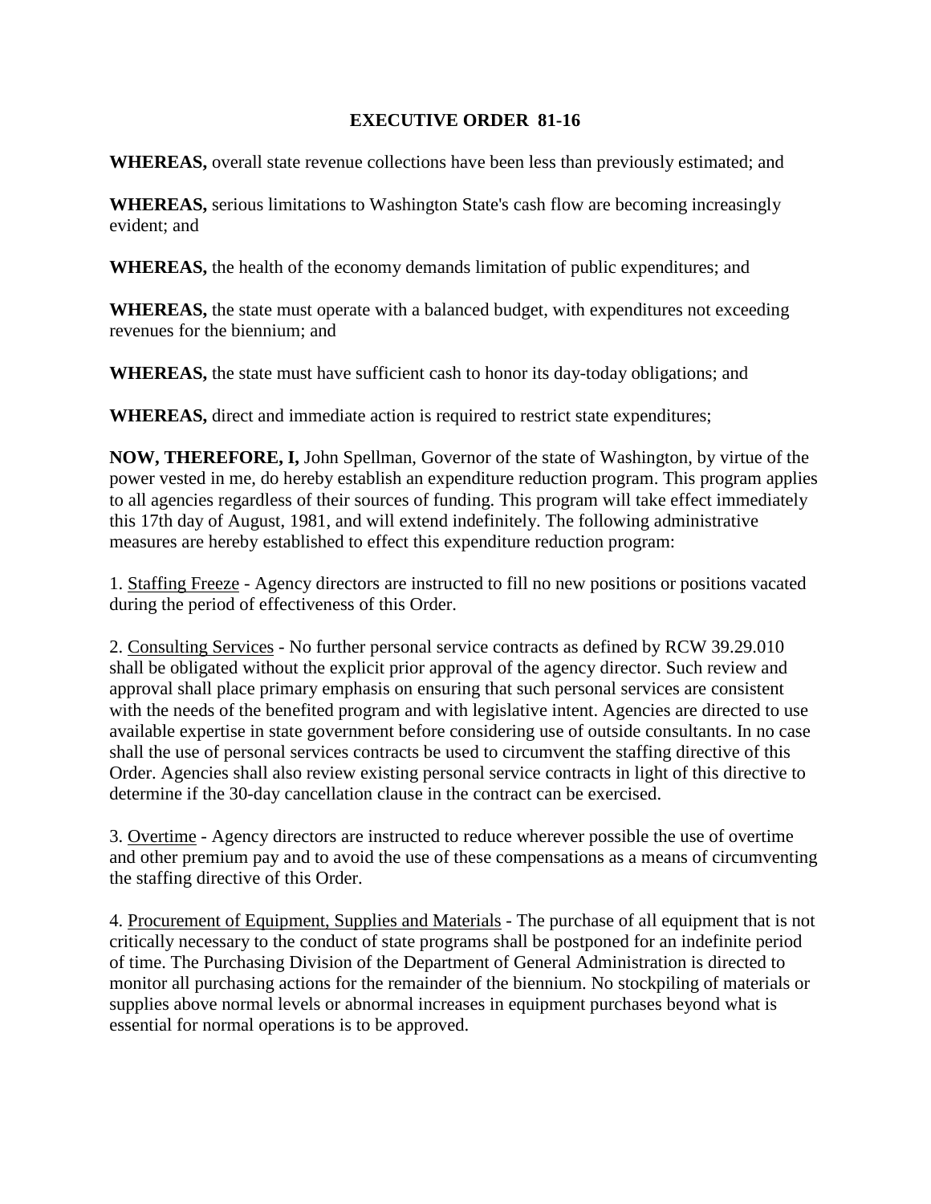# EXECUTIVE ORDER 81-16

**WHEREAS,** overall state revenue collections have been less than previously estimated; and

**WHEREAS,** serious limitations to Washington State's cash flow are becoming increasingly evident; and

**WHEREAS,** the health of the economy demands limitation of public expenditures; and

**WHEREAS,** the state must operate with a balanced budget, with expenditures not exceeding revenues for the biennium; and

**WHEREAS,** the state must have sufficient cash to honor its day-today obligations; and

**WHEREAS,** direct and immediate action is required to restrict state expenditures;

**NOW, THEREFORE, I,** John Spellman, Governor of the state of Washington, by virtue of the power vested in me, do hereby establish an expenditure reduction program. This program applies to all agencies regardless of their sources of funding. This program will take effect immediately this 17th day of August, 1981, and will extend indefinitely. The following administrative measures are hereby established to effect this expenditure reduction program:

1. <u>Staffing Freeze</u> - Agency directors are instructed to fill no new positions or positions vacated during the period of effectiveness of this Order.

2. <u>Consulting Services</u> - No further personal service contracts as defined by RCW 39.29.010 shall be obligated without the explicit prior approval of the agency director. Such review and approval shall place primary emphasis on ensuring that such personal services are consistent with the needs of the benefited program and with legislative intent. Agencies are directed to use available expertise in state government before considering use of outside consultants. In no case shall the use of personal services contracts be used to circumvent the staffing directive of this Order. Agencies shall also review existing personal service contracts in light of this directive to determine if the 30-day cancellation clause in the contract can be exercised.

3. <u>Overtime</u> - Agency directors are instructed to reduce wherever possible the use of overtime and other premium pay and to avoid the use of these compensations as a means of circumventing the staffing directive of this Order.

4. <u>Procurement of Equipment, Supplies and Materials</u> - The purchase of all equipment that is not critically necessary to the conduct of state programs shall be postponed for an indefinite period of time. The Purchasing Division of the Department of General Administration is directed to monitor all purchasing actions for the remainder of the biennium. No stockpiling of materials or supplies above normal levels or abnormal increases in equipment purchases beyond what is essential for normal operations is to be approved.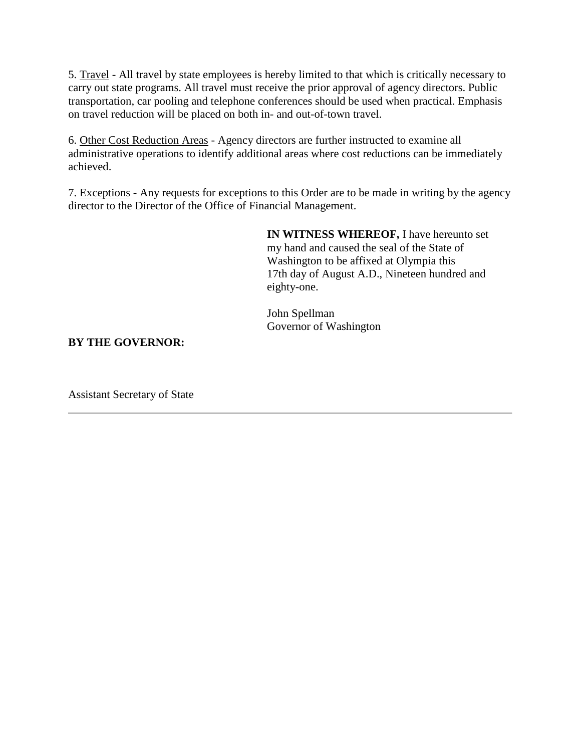5. <u>Travel</u> - All travel by state employees is hereby limited to that which is critically necessary to carry out state programs. All travel must receive the prior approval of agency directors. Public transportation, car pooling and telephone conferences should be used when practical. Emphasis on travel reduction will be placed on both in- and out-of-town travel.

6. <u>Other Cost Reduction Areas</u> - Agency directors are further instructed to examine all administrative operations to identify additional areas where cost reductions can be immediately achieved.

7. <u>Exceptions</u> - Any requests for exceptions to this Order are to be made in writing by the agency director to the Director of the Office of Financial Management.

**IN WITNESS WHEREOF,** I have hereunto set my hand and caused the seal of the State of Washington to be affixed at Olympia this 17th day of August A.D., Nineteen hundred and eighty-one.

John Spellman
Governor of Washington

**BY THE GOVERNOR:**

Assistant Secretary of State

---